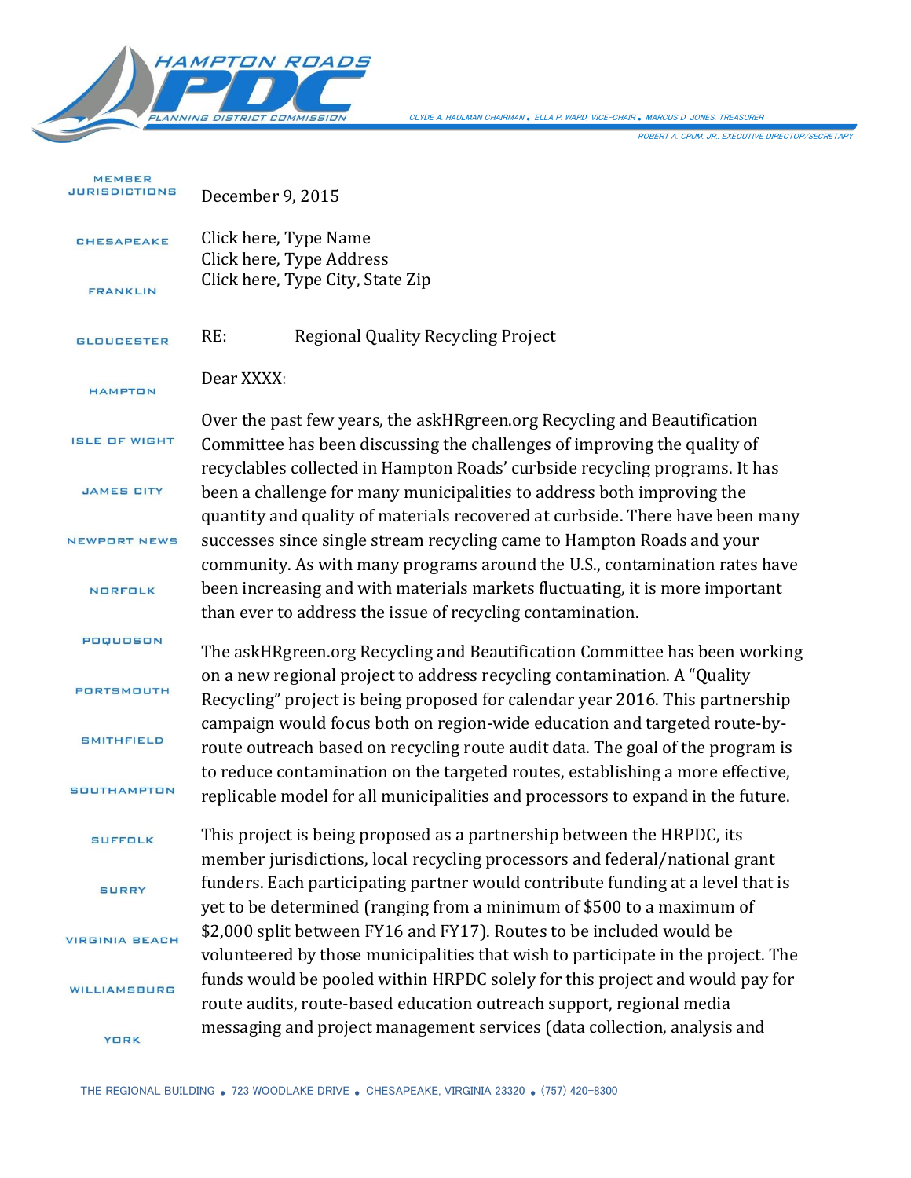HAMPTON ROADS PDC
PLANNING DISTRICT COMMISSION

CLYDE A. HAULMAN CHAIRMAN • ELLA P. WARD, VICE-CHAIR • MARCUS D. JONES, TREASURER
ROBERT A. CRUM, JR., EXECUTIVE DIRECTOR/SECRETARY

MEMBER JURISDICTIONS

CHESAPEAKE
FRANKLIN
GLOUCESTER
HAMPTON
ISLE OF WIGHT
JAMES CITY
NEWPORT NEWS
NORFOLK
POQUOSON
PORTSMOUTH
SMITHFIELD
SOUTHAMPTON
SUFFOLK
SURRY
VIRGINIA BEACH
WILLIAMSBURG
YORK

December 9, 2015

Click here, Type Name
Click here, Type Address
Click here, Type City, State Zip

RE: Regional Quality Recycling Project

Dear XXXX:

Over the past few years, the askHRgreen.org Recycling and Beautification Committee has been discussing the challenges of improving the quality of recyclables collected in Hampton Roads' curbside recycling programs. It has been a challenge for many municipalities to address both improving the quantity and quality of materials recovered at curbside. There have been many successes since single stream recycling came to Hampton Roads and your community. As with many programs around the U.S., contamination rates have been increasing and with materials markets fluctuating, it is more important than ever to address the issue of recycling contamination.

The askHRgreen.org Recycling and Beautification Committee has been working on a new regional project to address recycling contamination. A "Quality Recycling" project is being proposed for calendar year 2016. This partnership campaign would focus both on region-wide education and targeted route-by-route outreach based on recycling route audit data. The goal of the program is to reduce contamination on the targeted routes, establishing a more effective, replicable model for all municipalities and processors to expand in the future.

This project is being proposed as a partnership between the HRPDC, its member jurisdictions, local recycling processors and federal/national grant funders. Each participating partner would contribute funding at a level that is yet to be determined (ranging from a minimum of $500 to a maximum of $2,000 split between FY16 and FY17). Routes to be included would be volunteered by those municipalities that wish to participate in the project. The funds would be pooled within HRPDC solely for this project and would pay for route audits, route-based education outreach support, regional media messaging and project management services (data collection, analysis and

THE REGIONAL BUILDING • 723 WOODLAKE DRIVE • CHESAPEAKE, VIRGINIA 23320 • (757) 420-8300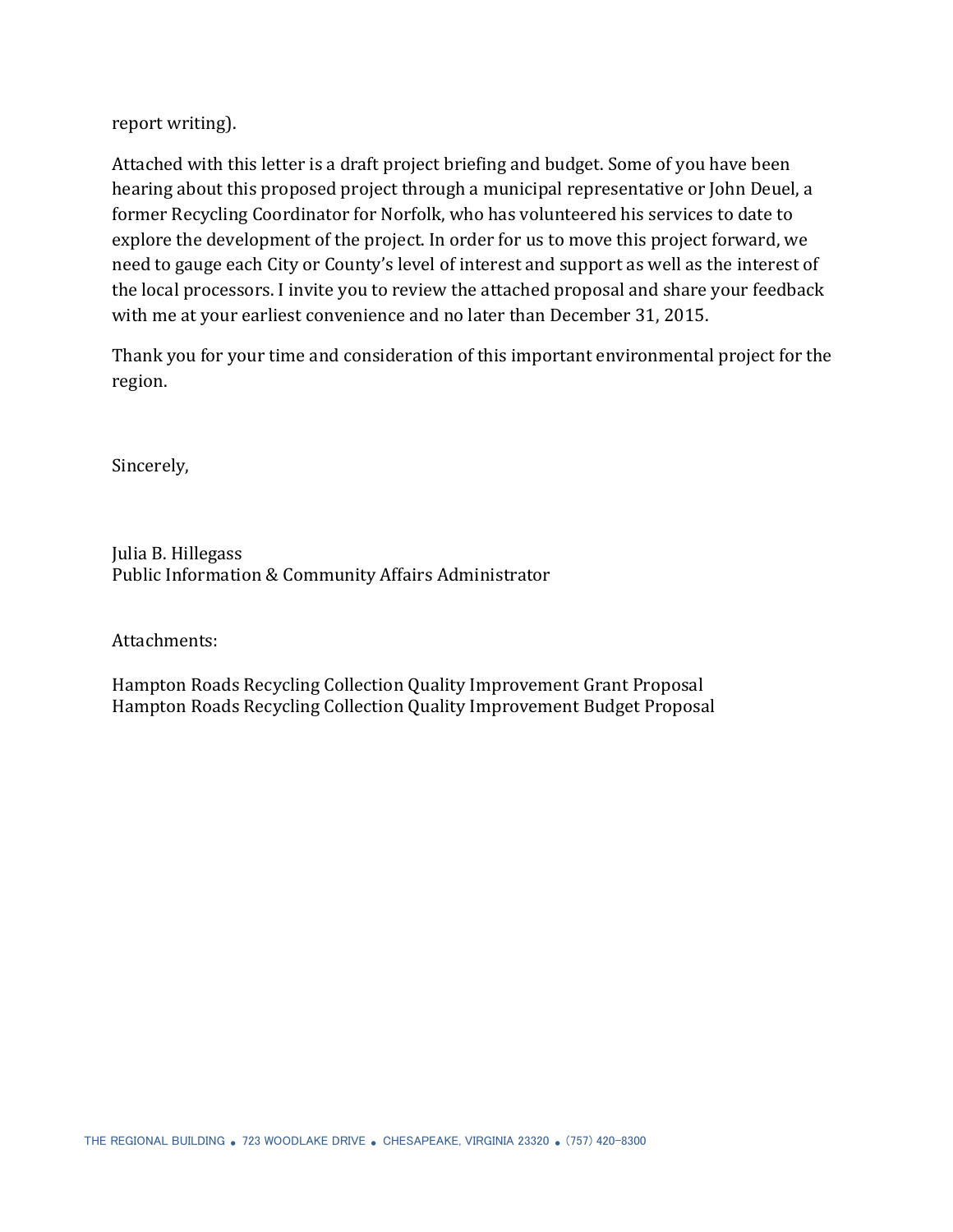report writing).

Attached with this letter is a draft project briefing and budget. Some of you have been hearing about this proposed project through a municipal representative or John Deuel, a former Recycling Coordinator for Norfolk, who has volunteered his services to date to explore the development of the project. In order for us to move this project forward, we need to gauge each City or County's level of interest and support as well as the interest of the local processors. I invite you to review the attached proposal and share your feedback with me at your earliest convenience and no later than December 31, 2015.

Thank you for your time and consideration of this important environmental project for the region.

Sincerely,

Julia B. Hillegass
Public Information & Community Affairs Administrator

Attachments:

Hampton Roads Recycling Collection Quality Improvement Grant Proposal
Hampton Roads Recycling Collection Quality Improvement Budget Proposal